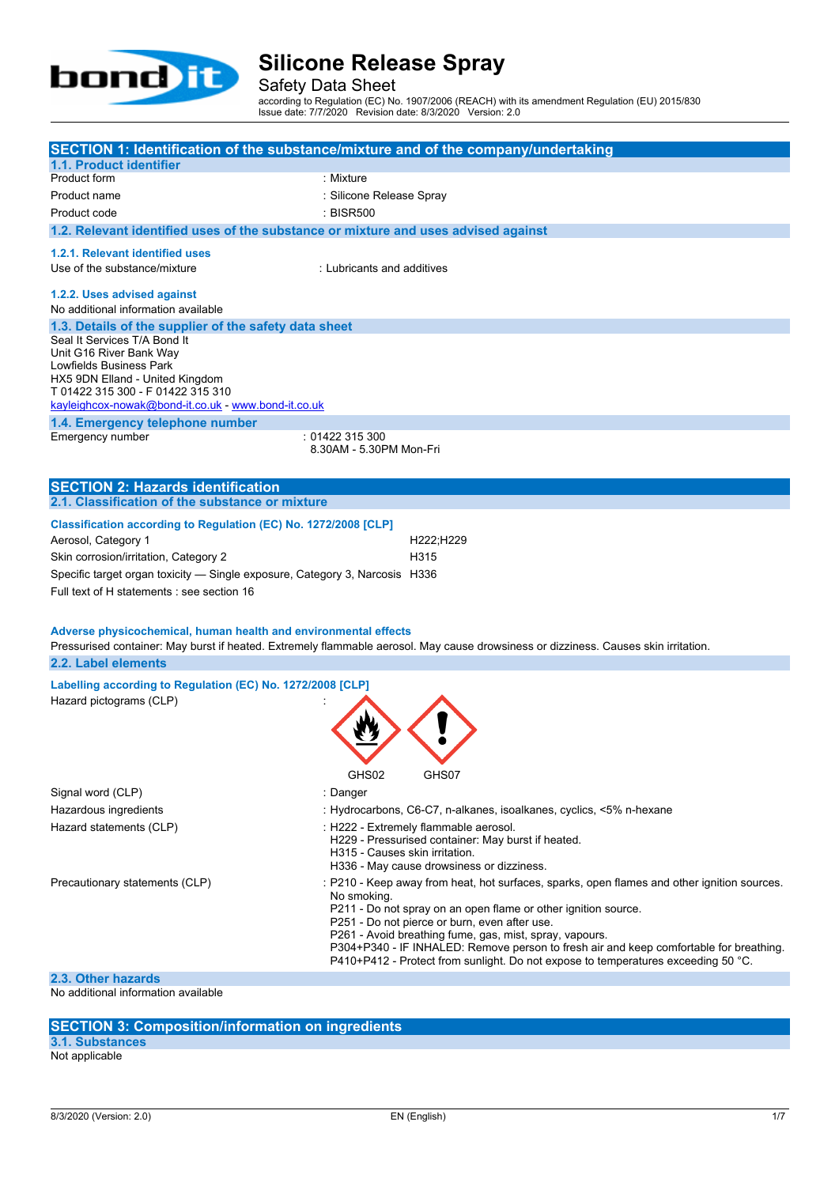# Silicone Release Spray

Safety Data Sheet

according to Regulation (EC) No. 1907/2006 (REACH) with its amendment Regulation (EU) 2015/830
Issue date: 7/7/2020 Revision date: 8/3/2020 Version: 2.0

## SECTION 1: Identification of the substance/mixture and of the company/undertaking

### 1.1. Product identifier

| | |
|---|---|
| Product form | : Mixture |
| Product name | : Silicone Release Spray |
| Product code | : BISR500 |

### 1.2. Relevant identified uses of the substance or mixture and uses advised against

#### 1.2.1. Relevant identified uses

Use of the substance/mixture : Lubricants and additives

#### 1.2.2. Uses advised against

No additional information available

### 1.3. Details of the supplier of the safety data sheet

Seal It Services T/A Bond It
Unit G16 River Bank Way
Lowfields Business Park
HX5 9DN Elland - United Kingdom
T 01422 315 300 - F 01422 315 310
kayleighcox-nowak@bond-it.co.uk - www.bond-it.co.uk

### 1.4. Emergency telephone number

Emergency number : 01422 315 300
8.30AM - 5.30PM Mon-Fri

## SECTION 2: Hazards identification

### 2.1. Classification of the substance or mixture

**Classification according to Regulation (EC) No. 1272/2008 [CLP]**

| | |
|---|---|
| Aerosol, Category 1 | H222;H229 |
| Skin corrosion/irritation, Category 2 | H315 |
| Specific target organ toxicity — Single exposure, Category 3, Narcosis | H336 |

Full text of H statements : see section 16

**Adverse physicochemical, human health and environmental effects**

Pressurised container: May burst if heated. Extremely flammable aerosol. May cause drowsiness or dizziness. Causes skin irritation.

### 2.2. Label elements

**Labelling according to Regulation (EC) No. 1272/2008 [CLP]**

Hazard pictograms (CLP) :

GHS02 GHS07

Signal word (CLP) : Danger

Hazardous ingredients : Hydrocarbons, C6-C7, n-alkanes, isoalkanes, cyclics, <5% n-hexane

Hazard statements (CLP) :
H222 - Extremely flammable aerosol.
H229 - Pressurised container: May burst if heated.
H315 - Causes skin irritation.
H336 - May cause drowsiness or dizziness.

Precautionary statements (CLP) :
P210 - Keep away from heat, hot surfaces, sparks, open flames and other ignition sources. No smoking.
P211 - Do not spray on an open flame or other ignition source.
P251 - Do not pierce or burn, even after use.
P261 - Avoid breathing fume, gas, mist, spray, vapours.
P304+P340 - IF INHALED: Remove person to fresh air and keep comfortable for breathing.
P410+P412 - Protect from sunlight. Do not expose to temperatures exceeding 50 °C.

### 2.3. Other hazards

No additional information available

## SECTION 3: Composition/information on ingredients

### 3.1. Substances

Not applicable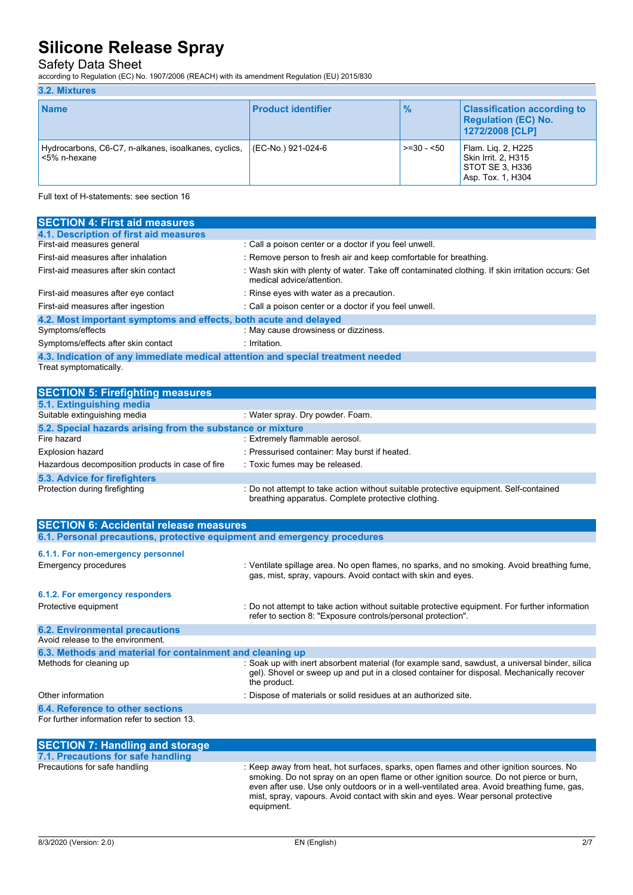### 3.2. Mixtures

| Name | Product identifier | % | Classification according to Regulation (EC) No. 1272/2008 [CLP] |
|---|---|---|---|
| Hydrocarbons, C6-C7, n-alkanes, isoalkanes, cyclics, <5% n-hexane | (EC-No.) 921-024-6 | >=30 - <50 | Flam. Liq. 2, H225<br>Skin Irrit. 2, H315<br>STOT SE 3, H336<br>Asp. Tox. 1, H304 |

Full text of H-statements: see section 16

## SECTION 4: First aid measures

### 4.1. Description of first aid measures

First-aid measures general : Call a poison center or a doctor if you feel unwell.

First-aid measures after inhalation : Remove person to fresh air and keep comfortable for breathing.

First-aid measures after skin contact : Wash skin with plenty of water. Take off contaminated clothing. If skin irritation occurs: Get medical advice/attention.

First-aid measures after eye contact : Rinse eyes with water as a precaution.

First-aid measures after ingestion : Call a poison center or a doctor if you feel unwell.

### 4.2. Most important symptoms and effects, both acute and delayed

Symptoms/effects : May cause drowsiness or dizziness.

Symptoms/effects after skin contact : Irritation.

### 4.3. Indication of any immediate medical attention and special treatment needed

Treat symptomatically.

## SECTION 5: Firefighting measures

### 5.1. Extinguishing media

Suitable extinguishing media : Water spray. Dry powder. Foam.

### 5.2. Special hazards arising from the substance or mixture

Fire hazard : Extremely flammable aerosol.

Explosion hazard : Pressurised container: May burst if heated.

Hazardous decomposition products in case of fire : Toxic fumes may be released.

### 5.3. Advice for firefighters

Protection during firefighting : Do not attempt to take action without suitable protective equipment. Self-contained breathing apparatus. Complete protective clothing.

## SECTION 6: Accidental release measures

### 6.1. Personal precautions, protective equipment and emergency procedures

#### 6.1.1. For non-emergency personnel

Emergency procedures : Ventilate spillage area. No open flames, no sparks, and no smoking. Avoid breathing fume, gas, mist, spray, vapours. Avoid contact with skin and eyes.

#### 6.1.2. For emergency responders

Protective equipment : Do not attempt to take action without suitable protective equipment. For further information refer to section 8: "Exposure controls/personal protection".

### 6.2. Environmental precautions

Avoid release to the environment.

### 6.3. Methods and material for containment and cleaning up

Methods for cleaning up : Soak up with inert absorbent material (for example sand, sawdust, a universal binder, silica gel). Shovel or sweep up and put in a closed container for disposal. Mechanically recover the product.

Other information : Dispose of materials or solid residues at an authorized site.

### 6.4. Reference to other sections

For further information refer to section 13.

## SECTION 7: Handling and storage

### 7.1. Precautions for safe handling

Precautions for safe handling : Keep away from heat, hot surfaces, sparks, open flames and other ignition sources. No smoking. Do not spray on an open flame or other ignition source. Do not pierce or burn, even after use. Use only outdoors or in a well-ventilated area. Avoid breathing fume, gas, mist, spray, vapours. Avoid contact with skin and eyes. Wear personal protective equipment.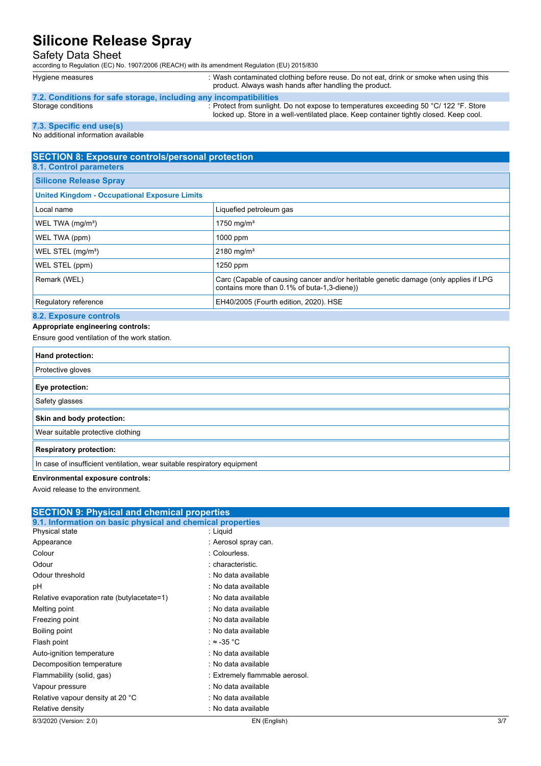| | |
|---|---|
| Hygiene measures | : Wash contaminated clothing before reuse. Do not eat, drink or smoke when using this product. Always wash hands after handling the product. |

### 7.2. Conditions for safe storage, including any incompatibilities

| | |
|---|---|
| Storage conditions | : Protect from sunlight. Do not expose to temperatures exceeding 50 °C/ 122 °F. Store locked up. Store in a well-ventilated place. Keep container tightly closed. Keep cool. |

### 7.3. Specific end use(s)

No additional information available

## SECTION 8: Exposure controls/personal protection

### 8.1. Control parameters

| Silicone Release Spray | |
|---|---|
| **United Kingdom - Occupational Exposure Limits** | |
| Local name | Liquefied petroleum gas |
| WEL TWA (mg/m³) | 1750 mg/m³ |
| WEL TWA (ppm) | 1000 ppm |
| WEL STEL (mg/m³) | 2180 mg/m³ |
| WEL STEL (ppm) | 1250 ppm |
| Remark (WEL) | Carc (Capable of causing cancer and/or heritable genetic damage (only applies if LPG contains more than 0.1% of buta-1,3-diene)) |
| Regulatory reference | EH40/2005 (Fourth edition, 2020). HSE |

### 8.2. Exposure controls

**Appropriate engineering controls:**

Ensure good ventilation of the work station.

| Hand protection: |
|---|
| Protective gloves |

| Eye protection: |
|---|
| Safety glasses |

| Skin and body protection: |
|---|
| Wear suitable protective clothing |

| Respiratory protection: |
|---|
| In case of insufficient ventilation, wear suitable respiratory equipment |

**Environmental exposure controls:**

Avoid release to the environment.

## SECTION 9: Physical and chemical properties

### 9.1. Information on basic physical and chemical properties

| | |
|---|---|
| Physical state | : Liquid |
| Appearance | : Aerosol spray can. |
| Colour | : Colourless. |
| Odour | : characteristic. |
| Odour threshold | : No data available |
| pH | : No data available |
| Relative evaporation rate (butylacetate=1) | : No data available |
| Melting point | : No data available |
| Freezing point | : No data available |
| Boiling point | : No data available |
| Flash point | : ≈ -35 °C |
| Auto-ignition temperature | : No data available |
| Decomposition temperature | : No data available |
| Flammability (solid, gas) | : Extremely flammable aerosol. |
| Vapour pressure | : No data available |
| Relative vapour density at 20 °C | : No data available |
| Relative density | : No data available |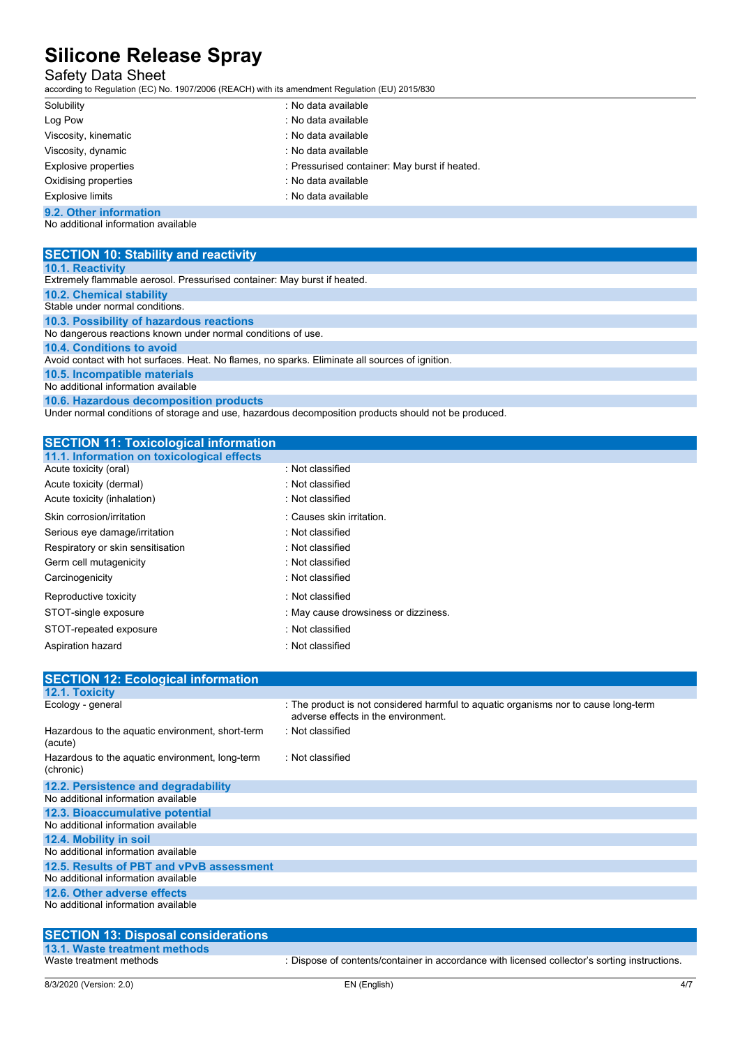| | |
|---|---|
| Solubility | : No data available |
| Log Pow | : No data available |
| Viscosity, kinematic | : No data available |
| Viscosity, dynamic | : No data available |
| Explosive properties | : Pressurised container: May burst if heated. |
| Oxidising properties | : No data available |
| Explosive limits | : No data available |

### 9.2. Other information

No additional information available

## SECTION 10: Stability and reactivity

### 10.1. Reactivity

Extremely flammable aerosol. Pressurised container: May burst if heated.

### 10.2. Chemical stability

Stable under normal conditions.

### 10.3. Possibility of hazardous reactions

No dangerous reactions known under normal conditions of use.

### 10.4. Conditions to avoid

Avoid contact with hot surfaces. Heat. No flames, no sparks. Eliminate all sources of ignition.

### 10.5. Incompatible materials

No additional information available

### 10.6. Hazardous decomposition products

Under normal conditions of storage and use, hazardous decomposition products should not be produced.

## SECTION 11: Toxicological information

### 11.1. Information on toxicological effects

| | |
|---|---|
| Acute toxicity (oral) | : Not classified |
| Acute toxicity (dermal) | : Not classified |
| Acute toxicity (inhalation) | : Not classified |
| Skin corrosion/irritation | : Causes skin irritation. |
| Serious eye damage/irritation | : Not classified |
| Respiratory or skin sensitisation | : Not classified |
| Germ cell mutagenicity | : Not classified |
| Carcinogenicity | : Not classified |
| Reproductive toxicity | : Not classified |
| STOT-single exposure | : May cause drowsiness or dizziness. |
| STOT-repeated exposure | : Not classified |
| Aspiration hazard | : Not classified |

## SECTION 12: Ecological information

### 12.1. Toxicity

| | |
|---|---|
| Ecology - general | : The product is not considered harmful to aquatic organisms nor to cause long-term adverse effects in the environment. |
| Hazardous to the aquatic environment, short-term (acute) | : Not classified |
| Hazardous to the aquatic environment, long-term (chronic) | : Not classified |

### 12.2. Persistence and degradability

No additional information available

### 12.3. Bioaccumulative potential

No additional information available

### 12.4. Mobility in soil

No additional information available

### 12.5. Results of PBT and vPvB assessment

No additional information available

### 12.6. Other adverse effects

No additional information available

## SECTION 13: Disposal considerations

### 13.1. Waste treatment methods

| | |
|---|---|
| Waste treatment methods | : Dispose of contents/container in accordance with licensed collector's sorting instructions. |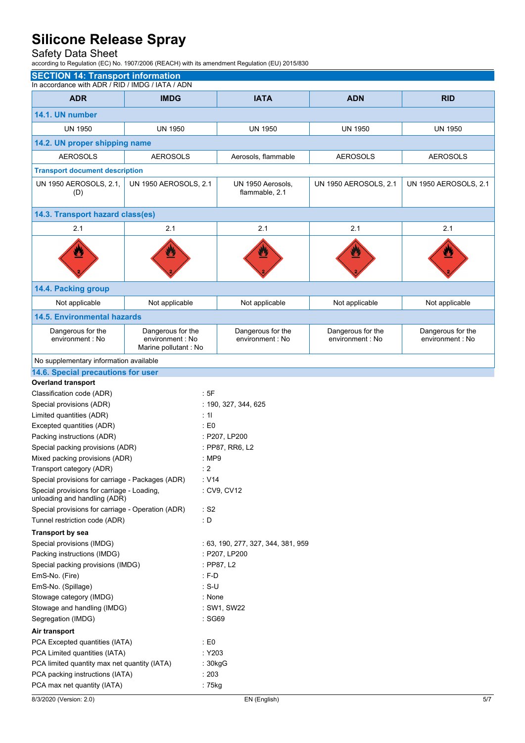# Silicone Release Spray

Safety Data Sheet

according to Regulation (EC) No. 1907/2006 (REACH) with its amendment Regulation (EU) 2015/830

## SECTION 14: Transport information

In accordance with ADR / RID / IMDG / IATA / ADN

| ADR | IMDG | IATA | ADN | RID |
|---|---|---|---|---|
| **14.1. UN number** | | | | |
| UN 1950 | UN 1950 | UN 1950 | UN 1950 | UN 1950 |
| **14.2. UN proper shipping name** | | | | |
| AEROSOLS | AEROSOLS | Aerosols, flammable | AEROSOLS | AEROSOLS |
| **Transport document description** | | | | |
| UN 1950 AEROSOLS, 2.1, (D) | UN 1950 AEROSOLS, 2.1 | UN 1950 Aerosols, flammable, 2.1 | UN 1950 AEROSOLS, 2.1 | UN 1950 AEROSOLS, 2.1 |
| **14.3. Transport hazard class(es)** | | | | |
| 2.1 | 2.1 | 2.1 | 2.1 | 2.1 |
| **14.4. Packing group** | | | | |
| Not applicable | Not applicable | Not applicable | Not applicable | Not applicable |
| **14.5. Environmental hazards** | | | | |
| Dangerous for the environment : No | Dangerous for the environment : No<br>Marine pollutant : No | Dangerous for the environment : No | Dangerous for the environment : No | Dangerous for the environment : No |
| No supplementary information available | | | | |

### 14.6. Special precautions for user

**Overland transport**

Classification code (ADR) : 5F
Special provisions (ADR) : 190, 327, 344, 625
Limited quantities (ADR) : 1l
Excepted quantities (ADR) : E0
Packing instructions (ADR) : P207, LP200
Special packing provisions (ADR) : PP87, RR6, L2
Mixed packing provisions (ADR) : MP9
Transport category (ADR) : 2
Special provisions for carriage - Packages (ADR) : V14
Special provisions for carriage - Loading, unloading and handling (ADR) : CV9, CV12
Special provisions for carriage - Operation (ADR) : S2
Tunnel restriction code (ADR) : D

**Transport by sea**

Special provisions (IMDG) : 63, 190, 277, 327, 344, 381, 959
Packing instructions (IMDG) : P207, LP200
Special packing provisions (IMDG) : PP87, L2
EmS-No. (Fire) : F-D
EmS-No. (Spillage) : S-U
Stowage category (IMDG) : None
Stowage and handling (IMDG) : SW1, SW22
Segregation (IMDG) : SG69

**Air transport**

PCA Excepted quantities (IATA) : E0
PCA Limited quantities (IATA) : Y203
PCA limited quantity max net quantity (IATA) : 30kgG
PCA packing instructions (IATA) : 203
PCA max net quantity (IATA) : 75kg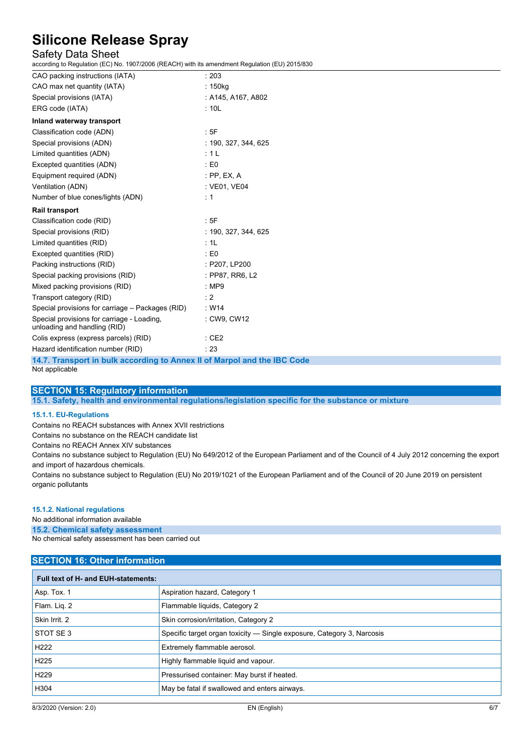| | |
|---|---|
| CAO packing instructions (IATA) | : 203 |
| CAO max net quantity (IATA) | : 150kg |
| Special provisions (IATA) | : A145, A167, A802 |
| ERG code (IATA) | : 10L |

**Inland waterway transport**

| | |
|---|---|
| Classification code (ADN) | : 5F |
| Special provisions (ADN) | : 190, 327, 344, 625 |
| Limited quantities (ADN) | : 1 L |
| Excepted quantities (ADN) | : E0 |
| Equipment required (ADN) | : PP, EX, A |
| Ventilation (ADN) | : VE01, VE04 |
| Number of blue cones/lights (ADN) | : 1 |

**Rail transport**

| | |
|---|---|
| Classification code (RID) | : 5F |
| Special provisions (RID) | : 190, 327, 344, 625 |
| Limited quantities (RID) | : 1L |
| Excepted quantities (RID) | : E0 |
| Packing instructions (RID) | : P207, LP200 |
| Special packing provisions (RID) | : PP87, RR6, L2 |
| Mixed packing provisions (RID) | : MP9 |
| Transport category (RID) | : 2 |
| Special provisions for carriage – Packages (RID) | : W14 |
| Special provisions for carriage - Loading, unloading and handling (RID) | : CW9, CW12 |
| Colis express (express parcels) (RID) | : CE2 |
| Hazard identification number (RID) | : 23 |

### 14.7. Transport in bulk according to Annex II of Marpol and the IBC Code

Not applicable

## SECTION 15: Regulatory information

### 15.1. Safety, health and environmental regulations/legislation specific for the substance or mixture

#### 15.1.1. EU-Regulations

Contains no REACH substances with Annex XVII restrictions

Contains no substance on the REACH candidate list

Contains no REACH Annex XIV substances

Contains no substance subject to Regulation (EU) No 649/2012 of the European Parliament and of the Council of 4 July 2012 concerning the export and import of hazardous chemicals.

Contains no substance subject to Regulation (EU) No 2019/1021 of the European Parliament and of the Council of 20 June 2019 on persistent organic pollutants

#### 15.1.2. National regulations

No additional information available

### 15.2. Chemical safety assessment

No chemical safety assessment has been carried out

## SECTION 16: Other information

| Full text of H- and EUH-statements: | |
|---|---|
| Asp. Tox. 1 | Aspiration hazard, Category 1 |
| Flam. Liq. 2 | Flammable liquids, Category 2 |
| Skin Irrit. 2 | Skin corrosion/irritation, Category 2 |
| STOT SE 3 | Specific target organ toxicity — Single exposure, Category 3, Narcosis |
| H222 | Extremely flammable aerosol. |
| H225 | Highly flammable liquid and vapour. |
| H229 | Pressurised container: May burst if heated. |
| H304 | May be fatal if swallowed and enters airways. |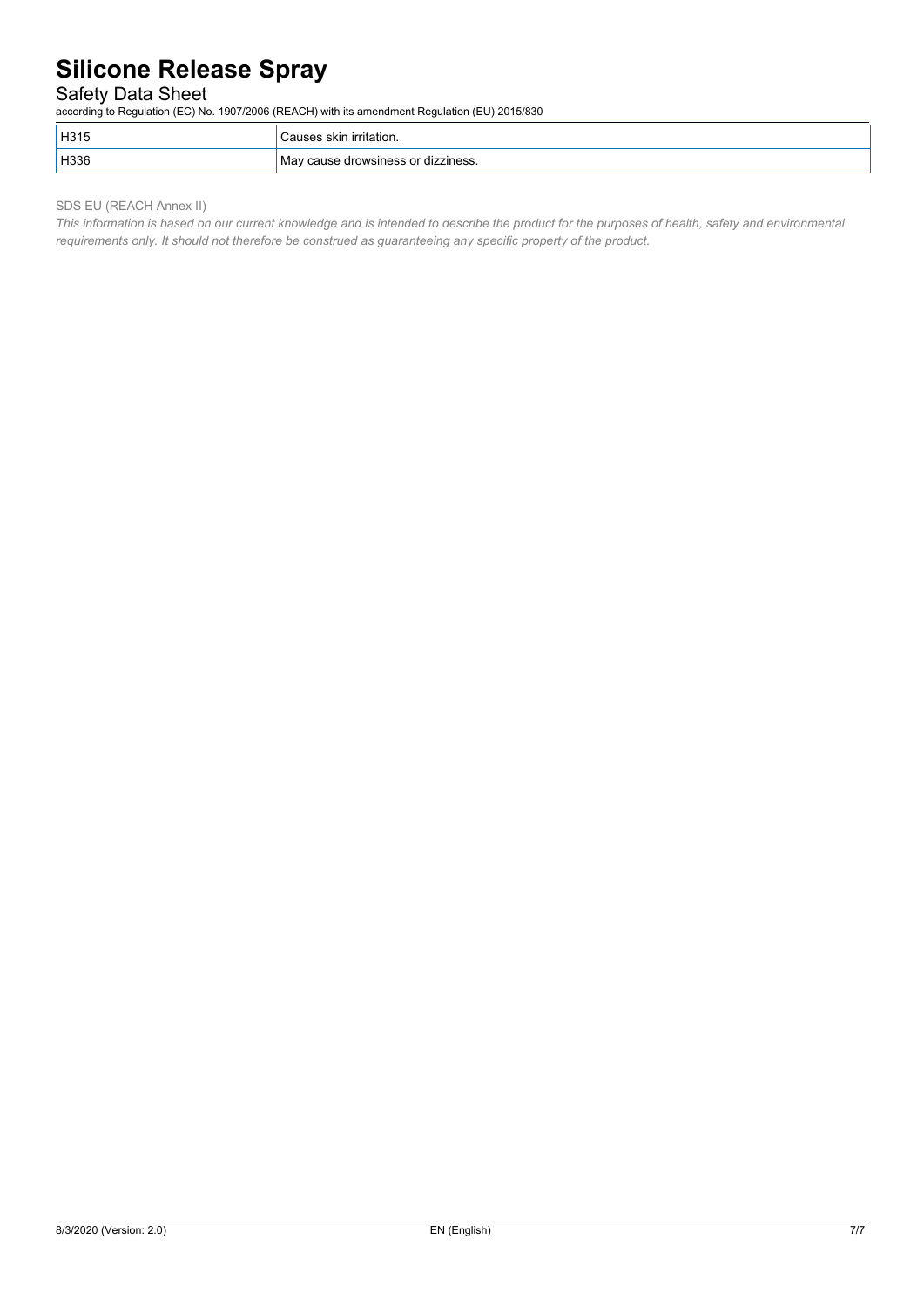| | |
|---|---|
| H315 | Causes skin irritation. |
| H336 | May cause drowsiness or dizziness. |

SDS EU (REACH Annex II)

*This information is based on our current knowledge and is intended to describe the product for the purposes of health, safety and environmental requirements only. It should not therefore be construed as guaranteeing any specific property of the product.*